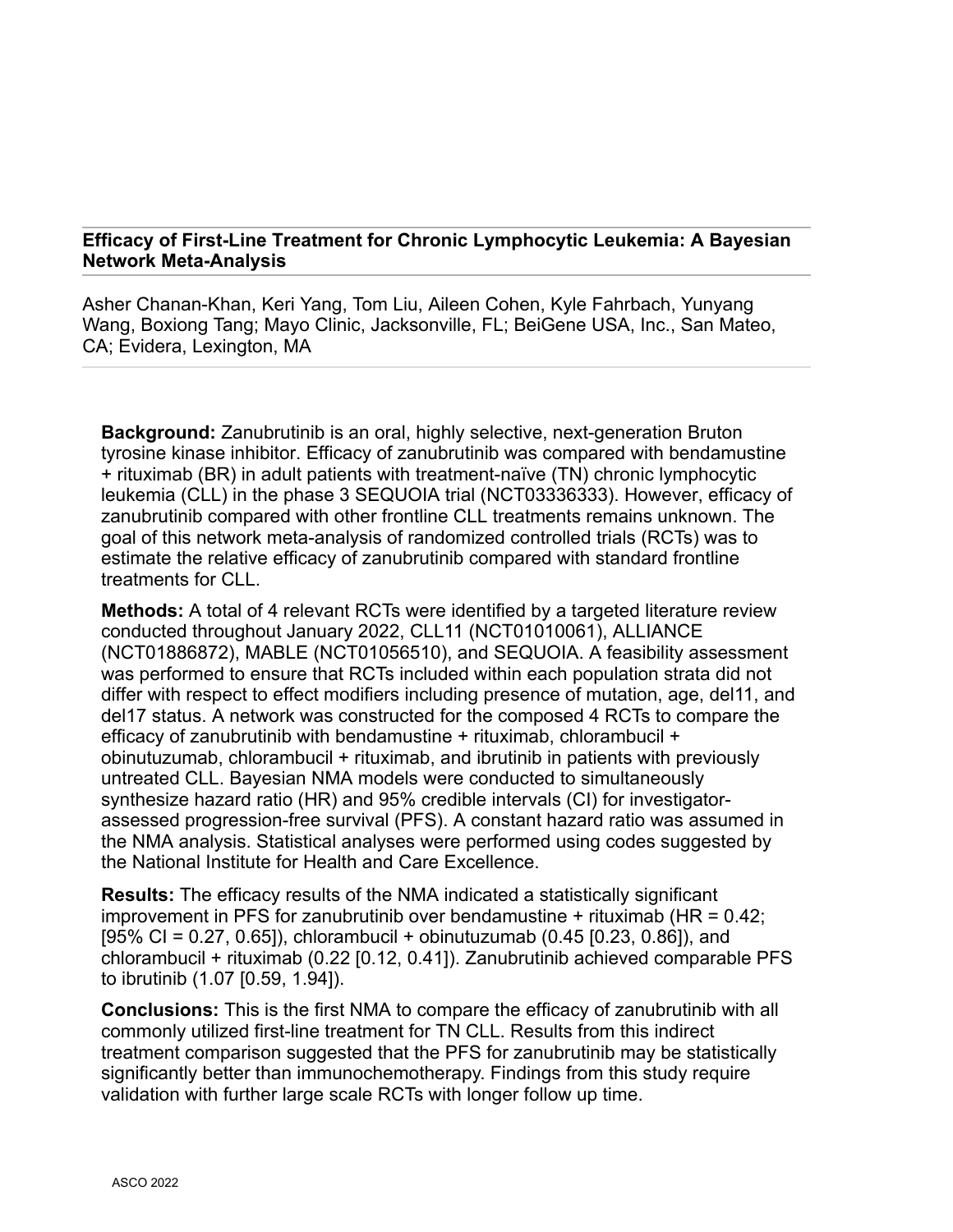# Efficacy of First-Line Treatment for Chronic Lymphocytic Leukemia: A Bayesian Network Meta-Analysis

Asher Chanan-Khan, Keri Yang, Tom Liu, Aileen Cohen, Kyle Fahrbach, Yunyang Wang, Boxiong Tang; Mayo Clinic, Jacksonville, FL; BeiGene USA, Inc., San Mateo, CA; Evidera, Lexington, MA

**Background:** Zanubrutinib is an oral, highly selective, next-generation Bruton tyrosine kinase inhibitor. Efficacy of zanubrutinib was compared with bendamustine + rituximab (BR) in adult patients with treatment-naïve (TN) chronic lymphocytic leukemia (CLL) in the phase 3 SEQUOIA trial (NCT03336333). However, efficacy of zanubrutinib compared with other frontline CLL treatments remains unknown. The goal of this network meta-analysis of randomized controlled trials (RCTs) was to estimate the relative efficacy of zanubrutinib compared with standard frontline treatments for CLL.

**Methods:** A total of 4 relevant RCTs were identified by a targeted literature review conducted throughout January 2022, CLL11 (NCT01010061), ALLIANCE (NCT01886872), MABLE (NCT01056510), and SEQUOIA. A feasibility assessment was performed to ensure that RCTs included within each population strata did not differ with respect to effect modifiers including presence of mutation, age, del11, and del17 status. A network was constructed for the composed 4 RCTs to compare the efficacy of zanubrutinib with bendamustine + rituximab, chlorambucil + obinutuzumab, chlorambucil + rituximab, and ibrutinib in patients with previously untreated CLL. Bayesian NMA models were conducted to simultaneously synthesize hazard ratio (HR) and 95% credible intervals (CI) for investigator-assessed progression-free survival (PFS). A constant hazard ratio was assumed in the NMA analysis. Statistical analyses were performed using codes suggested by the National Institute for Health and Care Excellence.

**Results:** The efficacy results of the NMA indicated a statistically significant improvement in PFS for zanubrutinib over bendamustine + rituximab (HR = 0.42; [95% CI = 0.27, 0.65]), chlorambucil + obinutuzumab (0.45 [0.23, 0.86]), and chlorambucil + rituximab (0.22 [0.12, 0.41]). Zanubrutinib achieved comparable PFS to ibrutinib (1.07 [0.59, 1.94]).

**Conclusions:** This is the first NMA to compare the efficacy of zanubrutinib with all commonly utilized first-line treatment for TN CLL. Results from this indirect treatment comparison suggested that the PFS for zanubrutinib may be statistically significantly better than immunochemotherapy. Findings from this study require validation with further large scale RCTs with longer follow up time.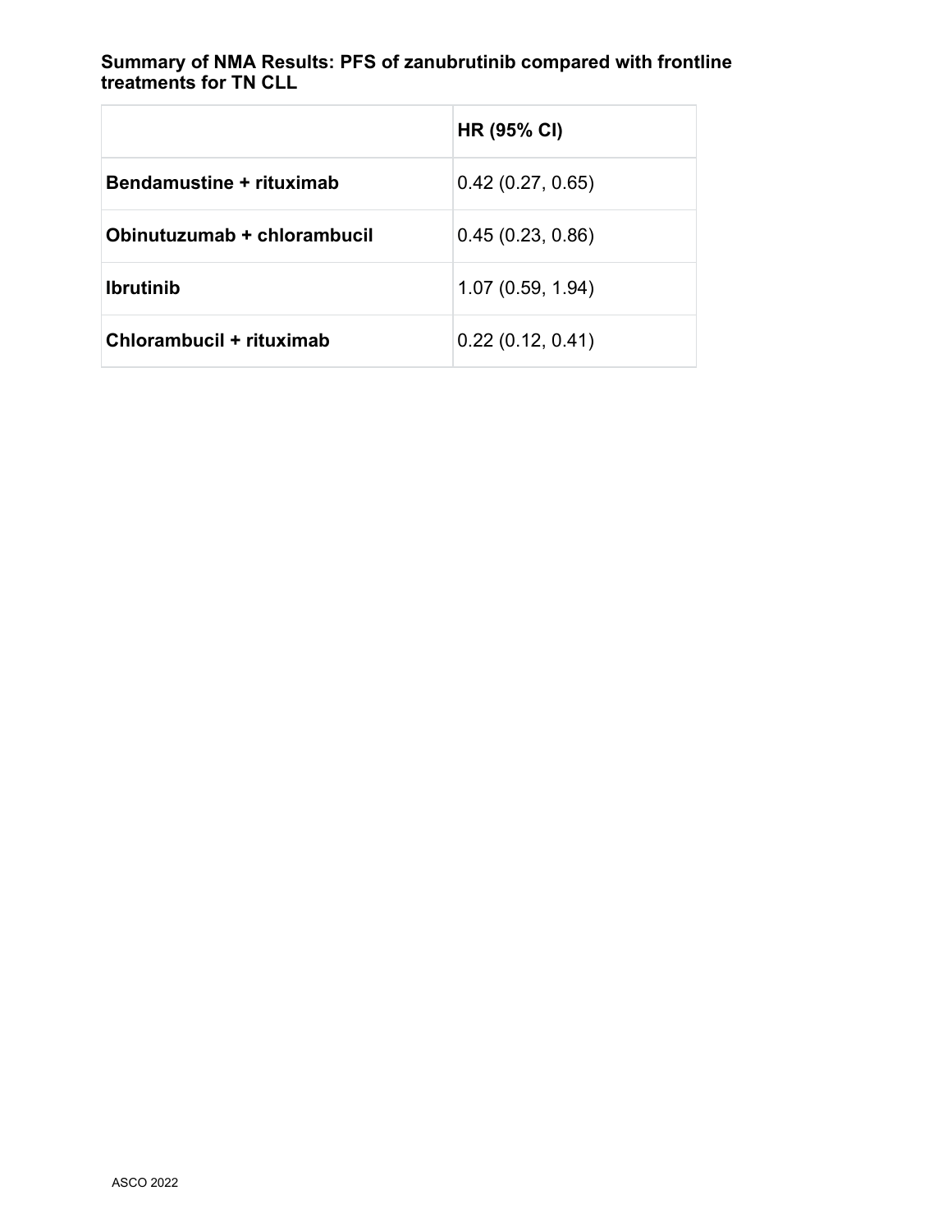**Summary of NMA Results: PFS of zanubrutinib compared with frontline treatments for TN CLL**

| | HR (95% CI) |
|---|---|
| **Bendamustine + rituximab** | 0.42 (0.27, 0.65) |
| **Obinutuzumab + chlorambucil** | 0.45 (0.23, 0.86) |
| **Ibrutinib** | 1.07 (0.59, 1.94) |
| **Chlorambucil + rituximab** | 0.22 (0.12, 0.41) |

ASCO 2022